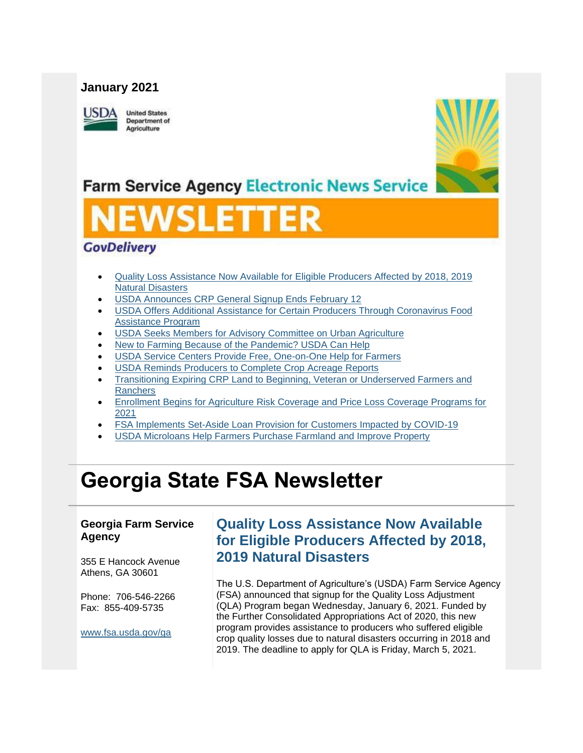**January 2021**

United States Department of Agriculture

Farm Service Agency Electronic News Service

# NEWSLETTER

GovDelivery

- Quality Loss Assistance Now Available for Eligible Producers Affected by 2018, 2019 Natural Disasters
- USDA Announces CRP General Signup Ends February 12
- USDA Offers Additional Assistance for Certain Producers Through Coronavirus Food Assistance Program
- USDA Seeks Members for Advisory Committee on Urban Agriculture
- New to Farming Because of the Pandemic? USDA Can Help
- USDA Service Centers Provide Free, One-on-One Help for Farmers
- USDA Reminds Producers to Complete Crop Acreage Reports
- Transitioning Expiring CRP Land to Beginning, Veteran or Underserved Farmers and Ranchers
- Enrollment Begins for Agriculture Risk Coverage and Price Loss Coverage Programs for 2021
- FSA Implements Set-Aside Loan Provision for Customers Impacted by COVID-19
- USDA Microloans Help Farmers Purchase Farmland and Improve Property

# Georgia State FSA Newsletter

**Georgia Farm Service Agency**

355 E Hancock Avenue
Athens, GA 30601

Phone: 706-546-2266
Fax: 855-409-5735

www.fsa.usda.gov/ga

## Quality Loss Assistance Now Available for Eligible Producers Affected by 2018, 2019 Natural Disasters

The U.S. Department of Agriculture's (USDA) Farm Service Agency (FSA) announced that signup for the Quality Loss Adjustment (QLA) Program began Wednesday, January 6, 2021. Funded by the Further Consolidated Appropriations Act of 2020, this new program provides assistance to producers who suffered eligible crop quality losses due to natural disasters occurring in 2018 and 2019. The deadline to apply for QLA is Friday, March 5, 2021.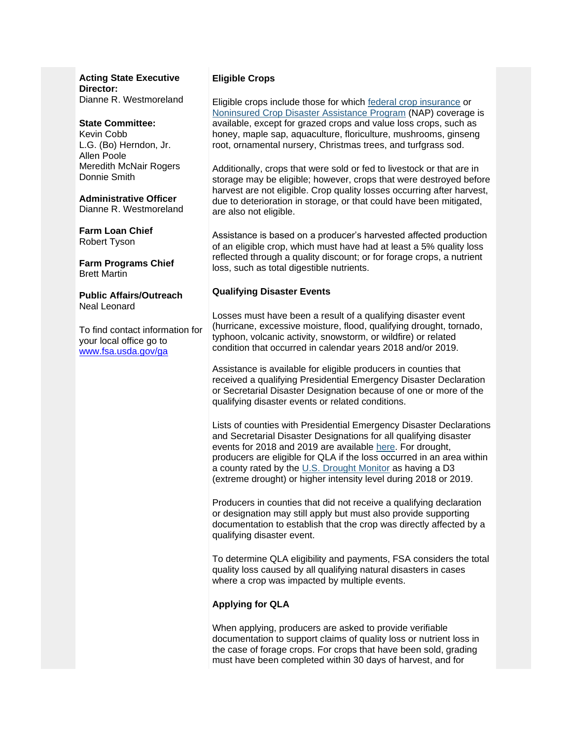**Acting State Executive Director:**
Dianne R. Westmoreland

**State Committee:**
Kevin Cobb
L.G. (Bo) Herndon, Jr.
Allen Poole
Meredith McNair Rogers
Donnie Smith

**Administrative Officer**
Dianne R. Westmoreland

**Farm Loan Chief**
Robert Tyson

**Farm Programs Chief**
Brett Martin

**Public Affairs/Outreach**
Neal Leonard

To find contact information for your local office go to [www.fsa.usda.gov/ga](www.fsa.usda.gov/ga)

**Eligible Crops**

Eligible crops include those for which [federal crop insurance]() or [Noninsured Crop Disaster Assistance Program]() (NAP) coverage is available, except for grazed crops and value loss crops, such as honey, maple sap, aquaculture, floriculture, mushrooms, ginseng root, ornamental nursery, Christmas trees, and turfgrass sod.

Additionally, crops that were sold or fed to livestock or that are in storage may be eligible; however, crops that were destroyed before harvest are not eligible. Crop quality losses occurring after harvest, due to deterioration in storage, or that could have been mitigated, are also not eligible.

Assistance is based on a producer's harvested affected production of an eligible crop, which must have had at least a 5% quality loss reflected through a quality discount; or for forage crops, a nutrient loss, such as total digestible nutrients.

**Qualifying Disaster Events**

Losses must have been a result of a qualifying disaster event (hurricane, excessive moisture, flood, qualifying drought, tornado, typhoon, volcanic activity, snowstorm, or wildfire) or related condition that occurred in calendar years 2018 and/or 2019.

Assistance is available for eligible producers in counties that received a qualifying Presidential Emergency Disaster Declaration or Secretarial Disaster Designation because of one or more of the qualifying disaster events or related conditions.

Lists of counties with Presidential Emergency Disaster Declarations and Secretarial Disaster Designations for all qualifying disaster events for 2018 and 2019 are available [here](). For drought, producers are eligible for QLA if the loss occurred in an area within a county rated by the [U.S. Drought Monitor]() as having a D3 (extreme drought) or higher intensity level during 2018 or 2019.

Producers in counties that did not receive a qualifying declaration or designation may still apply but must also provide supporting documentation to establish that the crop was directly affected by a qualifying disaster event.

To determine QLA eligibility and payments, FSA considers the total quality loss caused by all qualifying natural disasters in cases where a crop was impacted by multiple events.

**Applying for QLA**

When applying, producers are asked to provide verifiable documentation to support claims of quality loss or nutrient loss in the case of forage crops. For crops that have been sold, grading must have been completed within 30 days of harvest, and for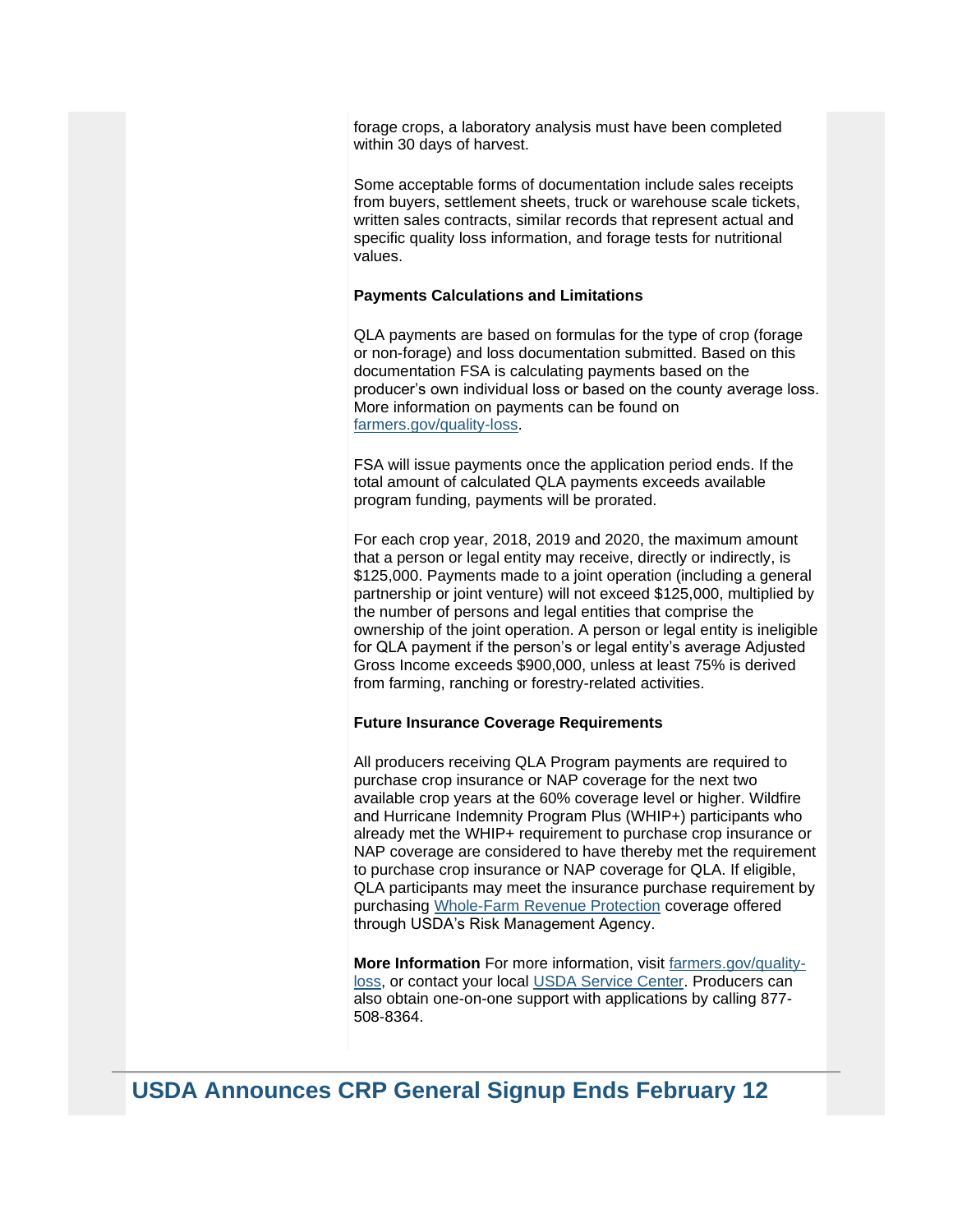forage crops, a laboratory analysis must have been completed within 30 days of harvest.

Some acceptable forms of documentation include sales receipts from buyers, settlement sheets, truck or warehouse scale tickets, written sales contracts, similar records that represent actual and specific quality loss information, and forage tests for nutritional values.

**Payments Calculations and Limitations**

QLA payments are based on formulas for the type of crop (forage or non-forage) and loss documentation submitted. Based on this documentation FSA is calculating payments based on the producer's own individual loss or based on the county average loss. More information on payments can be found on [farmers.gov/quality-loss](farmers.gov/quality-loss).

FSA will issue payments once the application period ends. If the total amount of calculated QLA payments exceeds available program funding, payments will be prorated.

For each crop year, 2018, 2019 and 2020, the maximum amount that a person or legal entity may receive, directly or indirectly, is $125,000. Payments made to a joint operation (including a general partnership or joint venture) will not exceed $125,000, multiplied by the number of persons and legal entities that comprise the ownership of the joint operation. A person or legal entity is ineligible for QLA payment if the person's or legal entity's average Adjusted Gross Income exceeds $900,000, unless at least 75% is derived from farming, ranching or forestry-related activities.

**Future Insurance Coverage Requirements**

All producers receiving QLA Program payments are required to purchase crop insurance or NAP coverage for the next two available crop years at the 60% coverage level or higher. Wildfire and Hurricane Indemnity Program Plus (WHIP+) participants who already met the WHIP+ requirement to purchase crop insurance or NAP coverage are considered to have thereby met the requirement to purchase crop insurance or NAP coverage for QLA. If eligible, QLA participants may meet the insurance purchase requirement by purchasing Whole-Farm Revenue Protection coverage offered through USDA's Risk Management Agency.

**More Information** For more information, visit [farmers.gov/quality-loss](farmers.gov/quality-loss), or contact your local USDA Service Center. Producers can also obtain one-on-one support with applications by calling 877-508-8364.

## USDA Announces CRP General Signup Ends February 12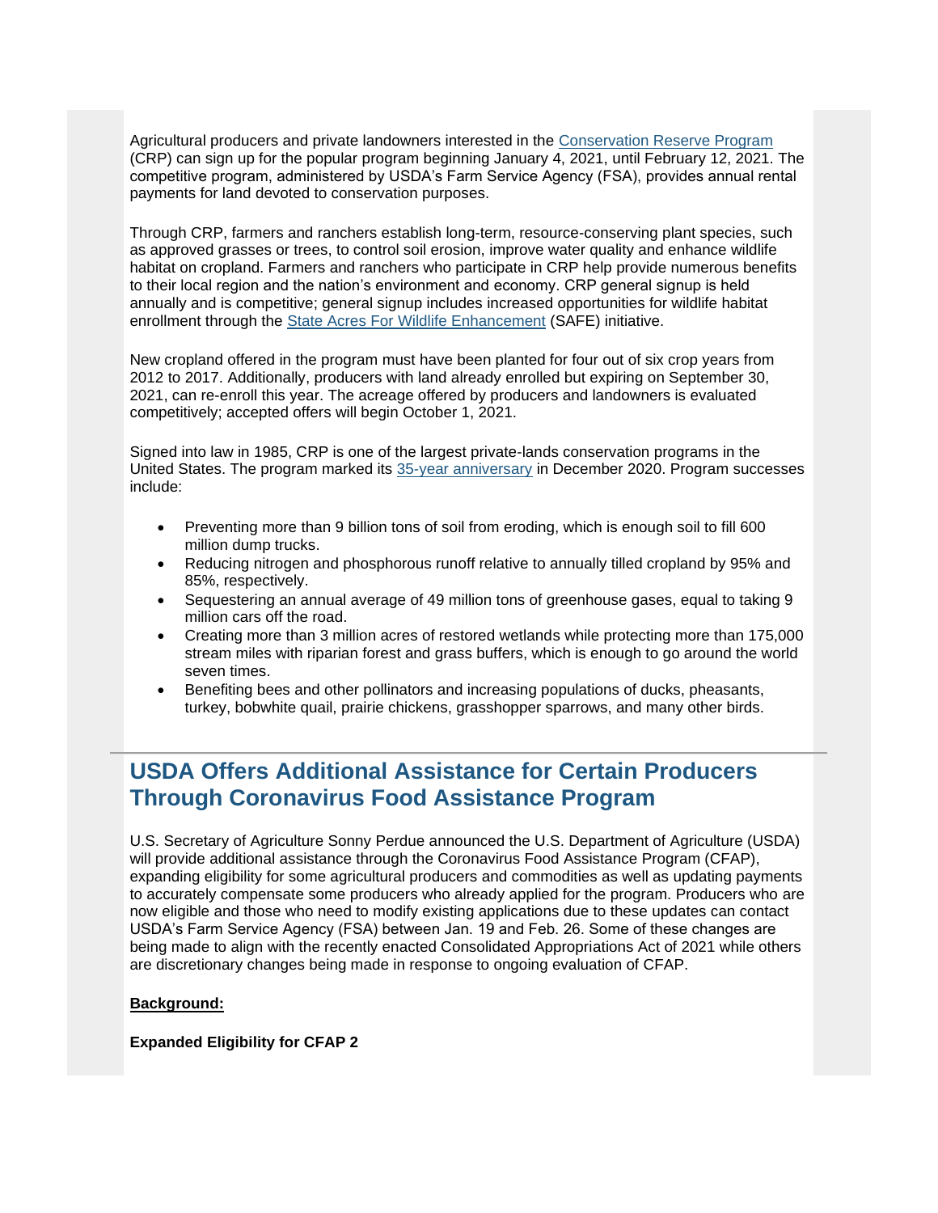Agricultural producers and private landowners interested in the [Conservation Reserve Program](#) (CRP) can sign up for the popular program beginning January 4, 2021, until February 12, 2021. The competitive program, administered by USDA's Farm Service Agency (FSA), provides annual rental payments for land devoted to conservation purposes.

Through CRP, farmers and ranchers establish long-term, resource-conserving plant species, such as approved grasses or trees, to control soil erosion, improve water quality and enhance wildlife habitat on cropland. Farmers and ranchers who participate in CRP help provide numerous benefits to their local region and the nation's environment and economy. CRP general signup is held annually and is competitive; general signup includes increased opportunities for wildlife habitat enrollment through the [State Acres For Wildlife Enhancement](#) (SAFE) initiative.

New cropland offered in the program must have been planted for four out of six crop years from 2012 to 2017. Additionally, producers with land already enrolled but expiring on September 30, 2021, can re-enroll this year. The acreage offered by producers and landowners is evaluated competitively; accepted offers will begin October 1, 2021.

Signed into law in 1985, CRP is one of the largest private-lands conservation programs in the United States. The program marked its [35-year anniversary](#) in December 2020. Program successes include:

- Preventing more than 9 billion tons of soil from eroding, which is enough soil to fill 600 million dump trucks.
- Reducing nitrogen and phosphorous runoff relative to annually tilled cropland by 95% and 85%, respectively.
- Sequestering an annual average of 49 million tons of greenhouse gases, equal to taking 9 million cars off the road.
- Creating more than 3 million acres of restored wetlands while protecting more than 175,000 stream miles with riparian forest and grass buffers, which is enough to go around the world seven times.
- Benefiting bees and other pollinators and increasing populations of ducks, pheasants, turkey, bobwhite quail, prairie chickens, grasshopper sparrows, and many other birds.

---

## USDA Offers Additional Assistance for Certain Producers Through Coronavirus Food Assistance Program

U.S. Secretary of Agriculture Sonny Perdue announced the U.S. Department of Agriculture (USDA) will provide additional assistance through the Coronavirus Food Assistance Program (CFAP), expanding eligibility for some agricultural producers and commodities as well as updating payments to accurately compensate some producers who already applied for the program. Producers who are now eligible and those who need to modify existing applications due to these updates can contact USDA's Farm Service Agency (FSA) between Jan. 19 and Feb. 26. Some of these changes are being made to align with the recently enacted Consolidated Appropriations Act of 2021 while others are discretionary changes being made in response to ongoing evaluation of CFAP.

**Background:**

**Expanded Eligibility for CFAP 2**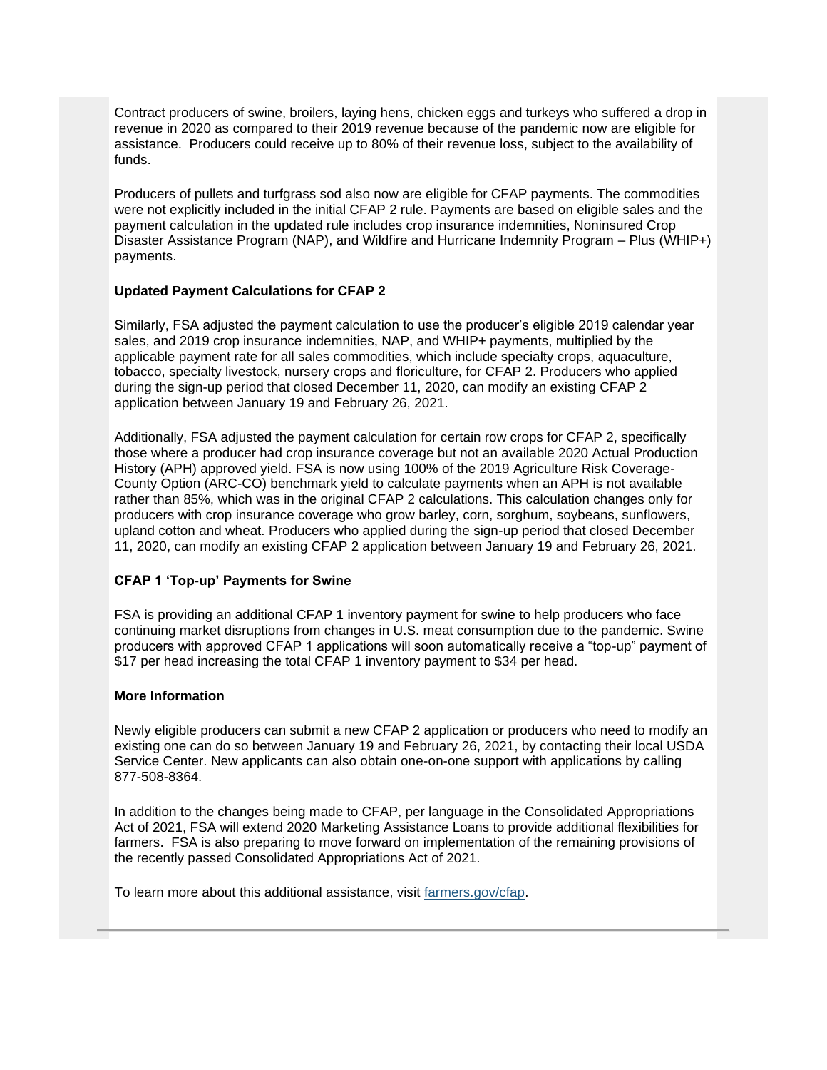Contract producers of swine, broilers, laying hens, chicken eggs and turkeys who suffered a drop in revenue in 2020 as compared to their 2019 revenue because of the pandemic now are eligible for assistance. Producers could receive up to 80% of their revenue loss, subject to the availability of funds.

Producers of pullets and turfgrass sod also now are eligible for CFAP payments. The commodities were not explicitly included in the initial CFAP 2 rule. Payments are based on eligible sales and the payment calculation in the updated rule includes crop insurance indemnities, Noninsured Crop Disaster Assistance Program (NAP), and Wildfire and Hurricane Indemnity Program – Plus (WHIP+) payments.

**Updated Payment Calculations for CFAP 2**

Similarly, FSA adjusted the payment calculation to use the producer's eligible 2019 calendar year sales, and 2019 crop insurance indemnities, NAP, and WHIP+ payments, multiplied by the applicable payment rate for all sales commodities, which include specialty crops, aquaculture, tobacco, specialty livestock, nursery crops and floriculture, for CFAP 2. Producers who applied during the sign-up period that closed December 11, 2020, can modify an existing CFAP 2 application between January 19 and February 26, 2021.

Additionally, FSA adjusted the payment calculation for certain row crops for CFAP 2, specifically those where a producer had crop insurance coverage but not an available 2020 Actual Production History (APH) approved yield. FSA is now using 100% of the 2019 Agriculture Risk Coverage-County Option (ARC-CO) benchmark yield to calculate payments when an APH is not available rather than 85%, which was in the original CFAP 2 calculations. This calculation changes only for producers with crop insurance coverage who grow barley, corn, sorghum, soybeans, sunflowers, upland cotton and wheat. Producers who applied during the sign-up period that closed December 11, 2020, can modify an existing CFAP 2 application between January 19 and February 26, 2021.

**CFAP 1 'Top-up' Payments for Swine**

FSA is providing an additional CFAP 1 inventory payment for swine to help producers who face continuing market disruptions from changes in U.S. meat consumption due to the pandemic. Swine producers with approved CFAP 1 applications will soon automatically receive a "top-up" payment of $17 per head increasing the total CFAP 1 inventory payment to $34 per head.

**More Information**

Newly eligible producers can submit a new CFAP 2 application or producers who need to modify an existing one can do so between January 19 and February 26, 2021, by contacting their local USDA Service Center. New applicants can also obtain one-on-one support with applications by calling 877-508-8364.

In addition to the changes being made to CFAP, per language in the Consolidated Appropriations Act of 2021, FSA will extend 2020 Marketing Assistance Loans to provide additional flexibilities for farmers. FSA is also preparing to move forward on implementation of the remaining provisions of the recently passed Consolidated Appropriations Act of 2021.

To learn more about this additional assistance, visit farmers.gov/cfap.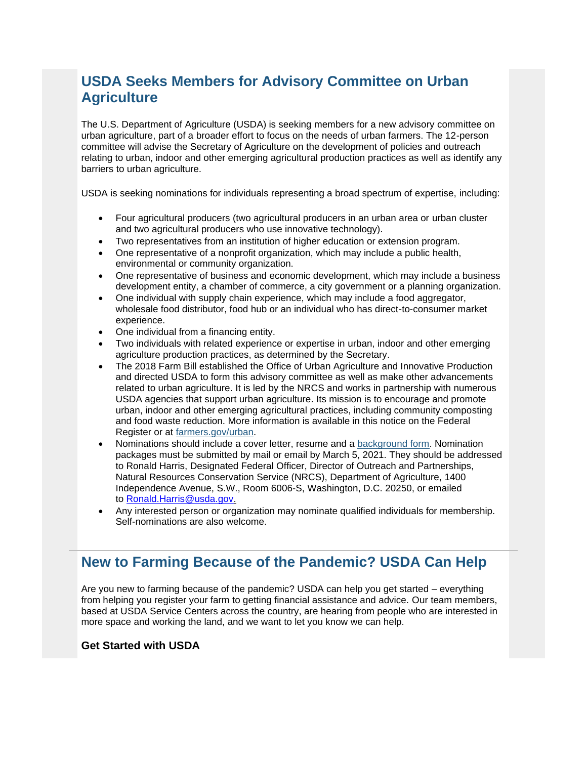## USDA Seeks Members for Advisory Committee on Urban Agriculture

The U.S. Department of Agriculture (USDA) is seeking members for a new advisory committee on urban agriculture, part of a broader effort to focus on the needs of urban farmers. The 12-person committee will advise the Secretary of Agriculture on the development of policies and outreach relating to urban, indoor and other emerging agricultural production practices as well as identify any barriers to urban agriculture.

USDA is seeking nominations for individuals representing a broad spectrum of expertise, including:

- Four agricultural producers (two agricultural producers in an urban area or urban cluster and two agricultural producers who use innovative technology).
- Two representatives from an institution of higher education or extension program.
- One representative of a nonprofit organization, which may include a public health, environmental or community organization.
- One representative of business and economic development, which may include a business development entity, a chamber of commerce, a city government or a planning organization.
- One individual with supply chain experience, which may include a food aggregator, wholesale food distributor, food hub or an individual who has direct-to-consumer market experience.
- One individual from a financing entity.
- Two individuals with related experience or expertise in urban, indoor and other emerging agriculture production practices, as determined by the Secretary.
- The 2018 Farm Bill established the Office of Urban Agriculture and Innovative Production and directed USDA to form this advisory committee as well as make other advancements related to urban agriculture. It is led by the NRCS and works in partnership with numerous USDA agencies that support urban agriculture. Its mission is to encourage and promote urban, indoor and other emerging agricultural practices, including community composting and food waste reduction. More information is available in this notice on the Federal Register or at [farmers.gov/urban](farmers.gov/urban).
- Nominations should include a cover letter, resume and a [background form](). Nomination packages must be submitted by mail or email by March 5, 2021. They should be addressed to Ronald Harris, Designated Federal Officer, Director of Outreach and Partnerships, Natural Resources Conservation Service (NRCS), Department of Agriculture, 1400 Independence Avenue, S.W., Room 6006-S, Washington, D.C. 20250, or emailed to [Ronald.Harris@usda.gov](mailto:Ronald.Harris@usda.gov).
- Any interested person or organization may nominate qualified individuals for membership. Self-nominations are also welcome.

---

## New to Farming Because of the Pandemic? USDA Can Help

Are you new to farming because of the pandemic? USDA can help you get started – everything from helping you register your farm to getting financial assistance and advice. Our team members, based at USDA Service Centers across the country, are hearing from people who are interested in more space and working the land, and we want to let you know we can help.

### Get Started with USDA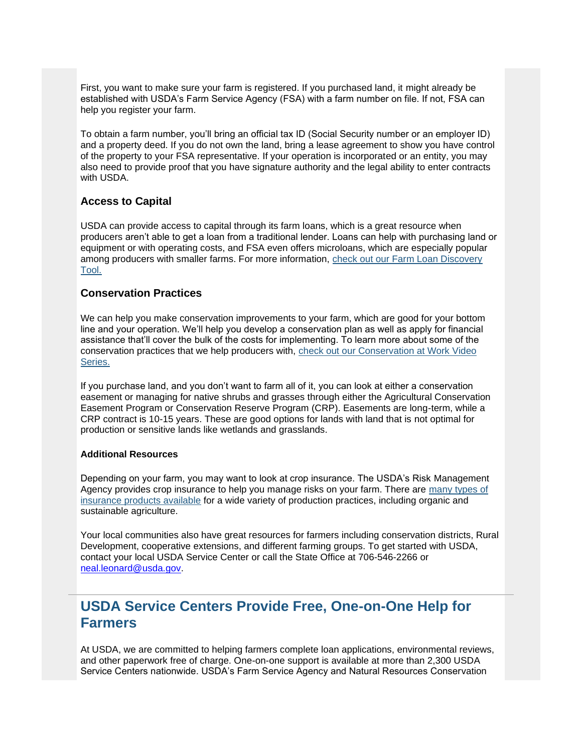First, you want to make sure your farm is registered. If you purchased land, it might already be established with USDA's Farm Service Agency (FSA) with a farm number on file. If not, FSA can help you register your farm.

To obtain a farm number, you'll bring an official tax ID (Social Security number or an employer ID) and a property deed. If you do not own the land, bring a lease agreement to show you have control of the property to your FSA representative. If your operation is incorporated or an entity, you may also need to provide proof that you have signature authority and the legal ability to enter contracts with USDA.

### Access to Capital

USDA can provide access to capital through its farm loans, which is a great resource when producers aren't able to get a loan from a traditional lender. Loans can help with purchasing land or equipment or with operating costs, and FSA even offers microloans, which are especially popular among producers with smaller farms. For more information, check out our Farm Loan Discovery Tool.

### Conservation Practices

We can help you make conservation improvements to your farm, which are good for your bottom line and your operation. We'll help you develop a conservation plan as well as apply for financial assistance that'll cover the bulk of the costs for implementing. To learn more about some of the conservation practices that we help producers with, check out our Conservation at Work Video Series.

If you purchase land, and you don't want to farm all of it, you can look at either a conservation easement or managing for native shrubs and grasses through either the Agricultural Conservation Easement Program or Conservation Reserve Program (CRP). Easements are long-term, while a CRP contract is 10-15 years. These are good options for lands with land that is not optimal for production or sensitive lands like wetlands and grasslands.

#### Additional Resources

Depending on your farm, you may want to look at crop insurance. The USDA's Risk Management Agency provides crop insurance to help you manage risks on your farm. There are many types of insurance products available for a wide variety of production practices, including organic and sustainable agriculture.

Your local communities also have great resources for farmers including conservation districts, Rural Development, cooperative extensions, and different farming groups. To get started with USDA, contact your local USDA Service Center or call the State Office at 706-546-2266 or neal.leonard@usda.gov.

---

## USDA Service Centers Provide Free, One-on-One Help for Farmers

At USDA, we are committed to helping farmers complete loan applications, environmental reviews, and other paperwork free of charge. One-on-one support is available at more than 2,300 USDA Service Centers nationwide. USDA's Farm Service Agency and Natural Resources Conservation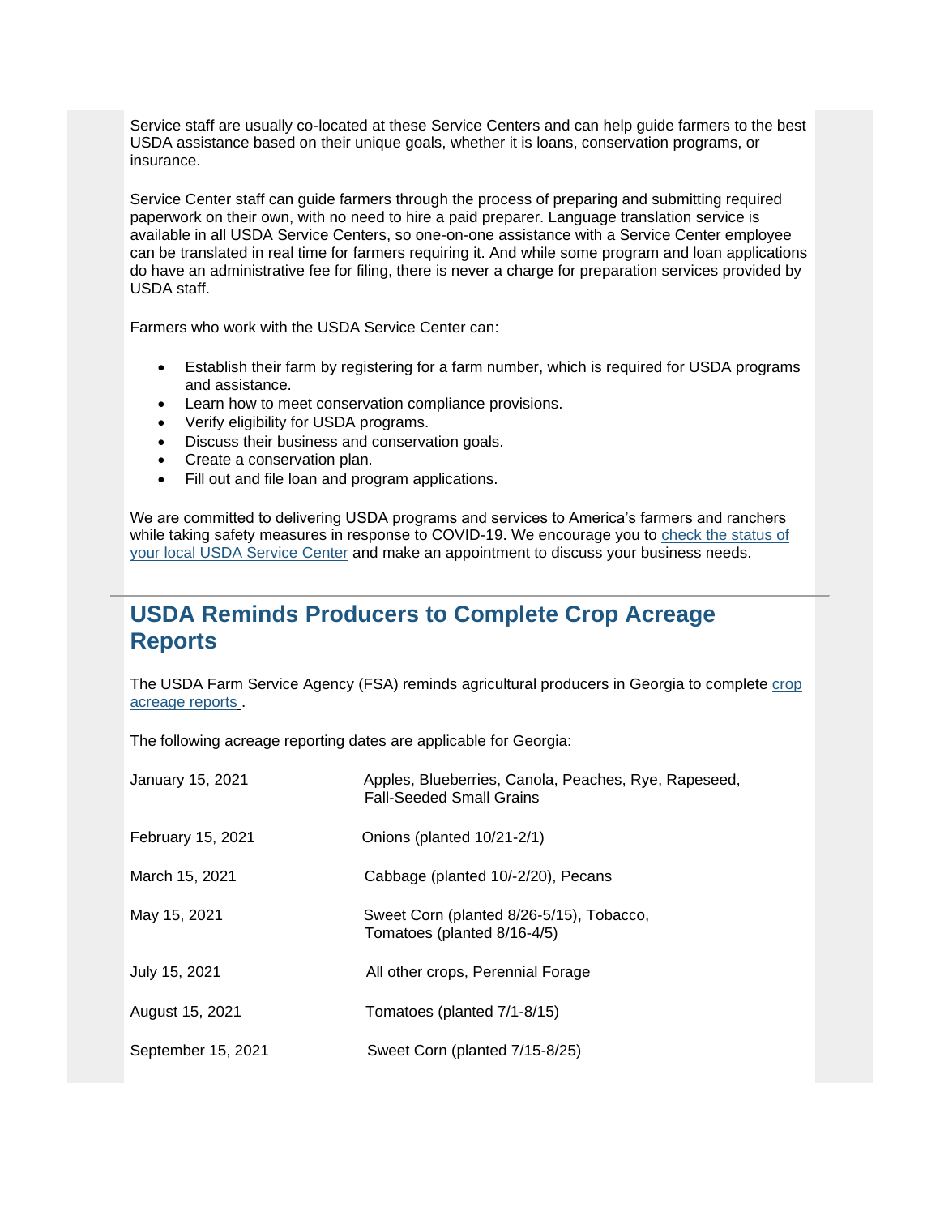Service staff are usually co-located at these Service Centers and can help guide farmers to the best USDA assistance based on their unique goals, whether it is loans, conservation programs, or insurance.

Service Center staff can guide farmers through the process of preparing and submitting required paperwork on their own, with no need to hire a paid preparer. Language translation service is available in all USDA Service Centers, so one-on-one assistance with a Service Center employee can be translated in real time for farmers requiring it. And while some program and loan applications do have an administrative fee for filing, there is never a charge for preparation services provided by USDA staff.

Farmers who work with the USDA Service Center can:

- Establish their farm by registering for a farm number, which is required for USDA programs and assistance.
- Learn how to meet conservation compliance provisions.
- Verify eligibility for USDA programs.
- Discuss their business and conservation goals.
- Create a conservation plan.
- Fill out and file loan and program applications.

We are committed to delivering USDA programs and services to America's farmers and ranchers while taking safety measures in response to COVID-19. We encourage you to check the status of your local USDA Service Center and make an appointment to discuss your business needs.

## USDA Reminds Producers to Complete Crop Acreage Reports

The USDA Farm Service Agency (FSA) reminds agricultural producers in Georgia to complete crop acreage reports .

The following acreage reporting dates are applicable for Georgia:

| | |
|---|---|
| January 15, 2021 | Apples, Blueberries, Canola, Peaches, Rye, Rapeseed, Fall-Seeded Small Grains |
| February 15, 2021 | Onions (planted 10/21-2/1) |
| March 15, 2021 | Cabbage (planted 10/-2/20), Pecans |
| May 15, 2021 | Sweet Corn (planted 8/26-5/15), Tobacco, Tomatoes (planted 8/16-4/5) |
| July 15, 2021 | All other crops, Perennial Forage |
| August 15, 2021 | Tomatoes (planted 7/1-8/15) |
| September 15, 2021 | Sweet Corn (planted 7/15-8/25) |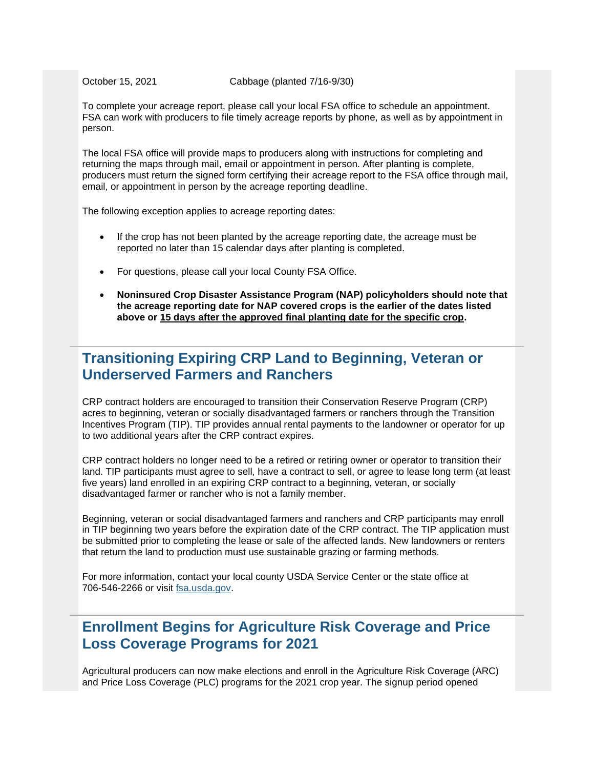| October 15, 2021 | Cabbage (planted 7/16-9/30) |
|---|---|

To complete your acreage report, please call your local FSA office to schedule an appointment. FSA can work with producers to file timely acreage reports by phone, as well as by appointment in person.

The local FSA office will provide maps to producers along with instructions for completing and returning the maps through mail, email or appointment in person. After planting is complete, producers must return the signed form certifying their acreage report to the FSA office through mail, email, or appointment in person by the acreage reporting deadline.

The following exception applies to acreage reporting dates:

- If the crop has not been planted by the acreage reporting date, the acreage must be reported no later than 15 calendar days after planting is completed.
- For questions, please call your local County FSA Office.
- **Noninsured Crop Disaster Assistance Program (NAP) policyholders should note that the acreage reporting date for NAP covered crops is the earlier of the dates listed above or <u>15 days after the approved final planting date for the specific crop</u>.**

## Transitioning Expiring CRP Land to Beginning, Veteran or Underserved Farmers and Ranchers

CRP contract holders are encouraged to transition their Conservation Reserve Program (CRP) acres to beginning, veteran or socially disadvantaged farmers or ranchers through the Transition Incentives Program (TIP). TIP provides annual rental payments to the landowner or operator for up to two additional years after the CRP contract expires.

CRP contract holders no longer need to be a retired or retiring owner or operator to transition their land. TIP participants must agree to sell, have a contract to sell, or agree to lease long term (at least five years) land enrolled in an expiring CRP contract to a beginning, veteran, or socially disadvantaged farmer or rancher who is not a family member.

Beginning, veteran or social disadvantaged farmers and ranchers and CRP participants may enroll in TIP beginning two years before the expiration date of the CRP contract. The TIP application must be submitted prior to completing the lease or sale of the affected lands. New landowners or renters that return the land to production must use sustainable grazing or farming methods.

For more information, contact your local county USDA Service Center or the state office at 706-546-2266 or visit [fsa.usda.gov](fsa.usda.gov).

## Enrollment Begins for Agriculture Risk Coverage and Price Loss Coverage Programs for 2021

Agricultural producers can now make elections and enroll in the Agriculture Risk Coverage (ARC) and Price Loss Coverage (PLC) programs for the 2021 crop year. The signup period opened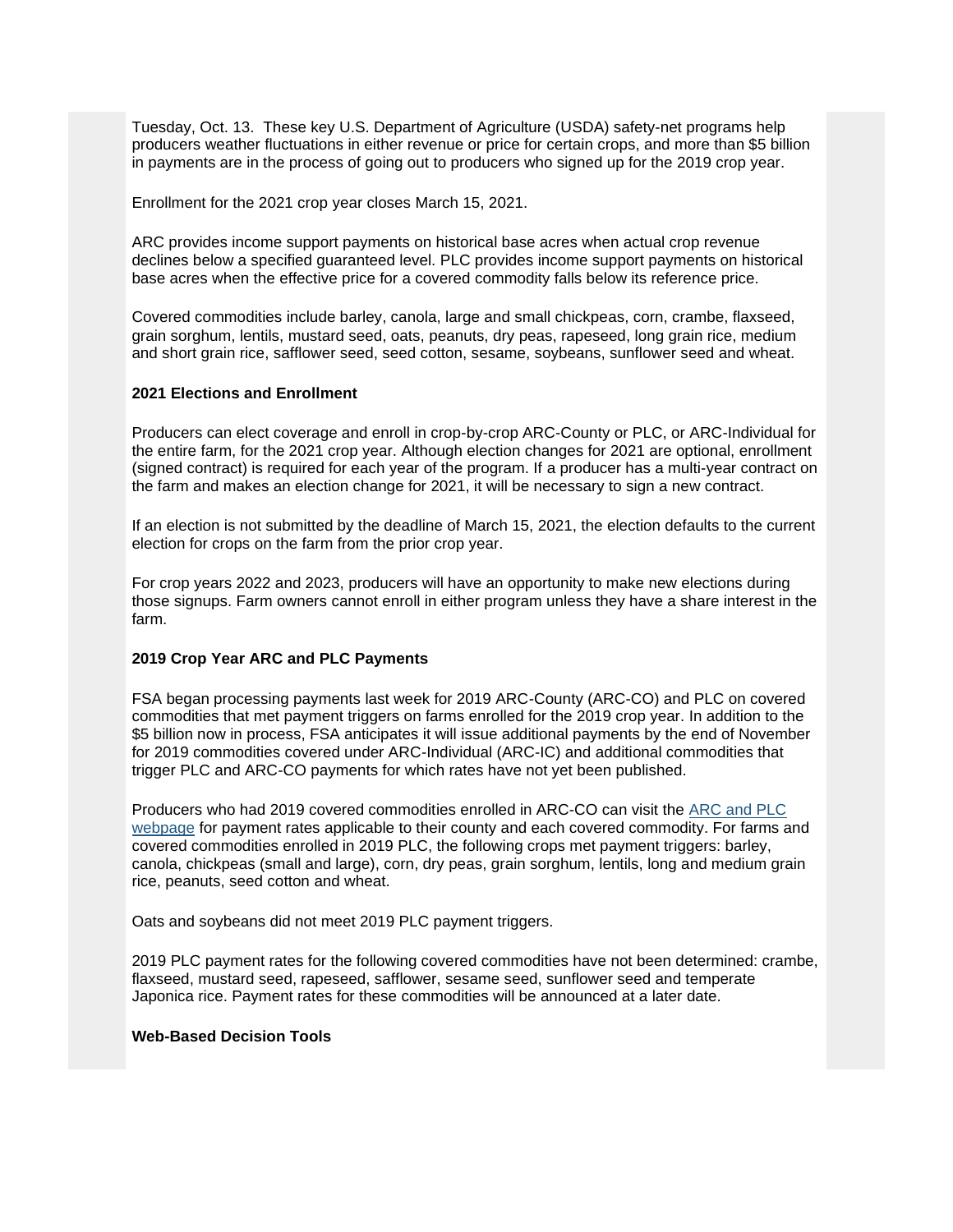Tuesday, Oct. 13. These key U.S. Department of Agriculture (USDA) safety-net programs help producers weather fluctuations in either revenue or price for certain crops, and more than $5 billion in payments are in the process of going out to producers who signed up for the 2019 crop year.

Enrollment for the 2021 crop year closes March 15, 2021.

ARC provides income support payments on historical base acres when actual crop revenue declines below a specified guaranteed level. PLC provides income support payments on historical base acres when the effective price for a covered commodity falls below its reference price.

Covered commodities include barley, canola, large and small chickpeas, corn, crambe, flaxseed, grain sorghum, lentils, mustard seed, oats, peanuts, dry peas, rapeseed, long grain rice, medium and short grain rice, safflower seed, seed cotton, sesame, soybeans, sunflower seed and wheat.

**2021 Elections and Enrollment**

Producers can elect coverage and enroll in crop-by-crop ARC-County or PLC, or ARC-Individual for the entire farm, for the 2021 crop year. Although election changes for 2021 are optional, enrollment (signed contract) is required for each year of the program. If a producer has a multi-year contract on the farm and makes an election change for 2021, it will be necessary to sign a new contract.

If an election is not submitted by the deadline of March 15, 2021, the election defaults to the current election for crops on the farm from the prior crop year.

For crop years 2022 and 2023, producers will have an opportunity to make new elections during those signups. Farm owners cannot enroll in either program unless they have a share interest in the farm.

**2019 Crop Year ARC and PLC Payments**

FSA began processing payments last week for 2019 ARC-County (ARC-CO) and PLC on covered commodities that met payment triggers on farms enrolled for the 2019 crop year. In addition to the $5 billion now in process, FSA anticipates it will issue additional payments by the end of November for 2019 commodities covered under ARC-Individual (ARC-IC) and additional commodities that trigger PLC and ARC-CO payments for which rates have not yet been published.

Producers who had 2019 covered commodities enrolled in ARC-CO can visit the ARC and PLC webpage for payment rates applicable to their county and each covered commodity. For farms and covered commodities enrolled in 2019 PLC, the following crops met payment triggers: barley, canola, chickpeas (small and large), corn, dry peas, grain sorghum, lentils, long and medium grain rice, peanuts, seed cotton and wheat.

Oats and soybeans did not meet 2019 PLC payment triggers.

2019 PLC payment rates for the following covered commodities have not been determined: crambe, flaxseed, mustard seed, rapeseed, safflower, sesame seed, sunflower seed and temperate Japonica rice. Payment rates for these commodities will be announced at a later date.

**Web-Based Decision Tools**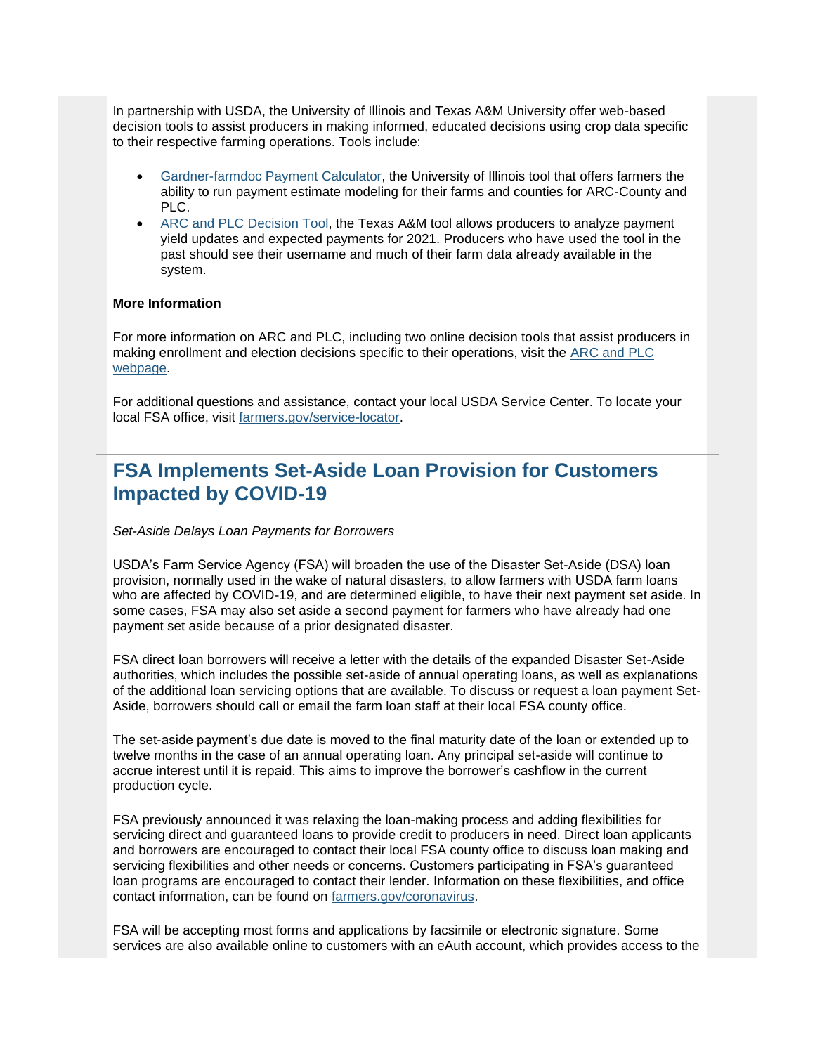In partnership with USDA, the University of Illinois and Texas A&M University offer web-based decision tools to assist producers in making informed, educated decisions using crop data specific to their respective farming operations. Tools include:

- Gardner-farmdoc Payment Calculator, the University of Illinois tool that offers farmers the ability to run payment estimate modeling for their farms and counties for ARC-County and PLC.
- ARC and PLC Decision Tool, the Texas A&M tool allows producers to analyze payment yield updates and expected payments for 2021. Producers who have used the tool in the past should see their username and much of their farm data already available in the system.

**More Information**

For more information on ARC and PLC, including two online decision tools that assist producers in making enrollment and election decisions specific to their operations, visit the ARC and PLC webpage.

For additional questions and assistance, contact your local USDA Service Center. To locate your local FSA office, visit farmers.gov/service-locator.

---

## FSA Implements Set-Aside Loan Provision for Customers Impacted by COVID-19

*Set-Aside Delays Loan Payments for Borrowers*

USDA's Farm Service Agency (FSA) will broaden the use of the Disaster Set-Aside (DSA) loan provision, normally used in the wake of natural disasters, to allow farmers with USDA farm loans who are affected by COVID-19, and are determined eligible, to have their next payment set aside. In some cases, FSA may also set aside a second payment for farmers who have already had one payment set aside because of a prior designated disaster.

FSA direct loan borrowers will receive a letter with the details of the expanded Disaster Set-Aside authorities, which includes the possible set-aside of annual operating loans, as well as explanations of the additional loan servicing options that are available. To discuss or request a loan payment Set-Aside, borrowers should call or email the farm loan staff at their local FSA county office.

The set-aside payment's due date is moved to the final maturity date of the loan or extended up to twelve months in the case of an annual operating loan. Any principal set-aside will continue to accrue interest until it is repaid. This aims to improve the borrower's cashflow in the current production cycle.

FSA previously announced it was relaxing the loan-making process and adding flexibilities for servicing direct and guaranteed loans to provide credit to producers in need. Direct loan applicants and borrowers are encouraged to contact their local FSA county office to discuss loan making and servicing flexibilities and other needs or concerns. Customers participating in FSA's guaranteed loan programs are encouraged to contact their lender. Information on these flexibilities, and office contact information, can be found on farmers.gov/coronavirus.

FSA will be accepting most forms and applications by facsimile or electronic signature. Some services are also available online to customers with an eAuth account, which provides access to the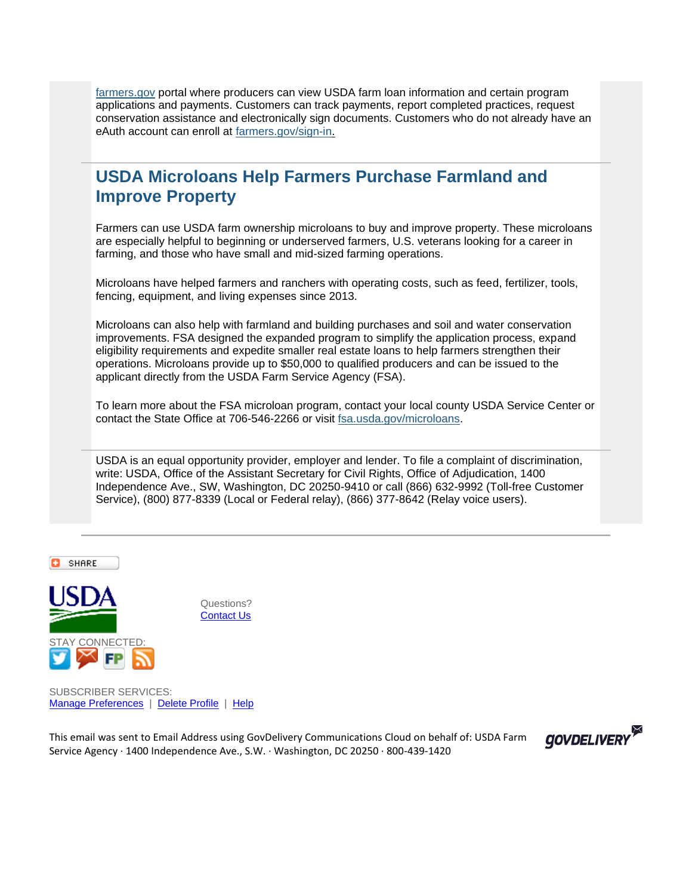farmers.gov portal where producers can view USDA farm loan information and certain program applications and payments. Customers can track payments, report completed practices, request conservation assistance and electronically sign documents. Customers who do not already have an eAuth account can enroll at farmers.gov/sign-in.

## USDA Microloans Help Farmers Purchase Farmland and Improve Property

Farmers can use USDA farm ownership microloans to buy and improve property. These microloans are especially helpful to beginning or underserved farmers, U.S. veterans looking for a career in farming, and those who have small and mid-sized farming operations.

Microloans have helped farmers and ranchers with operating costs, such as feed, fertilizer, tools, fencing, equipment, and living expenses since 2013.

Microloans can also help with farmland and building purchases and soil and water conservation improvements. FSA designed the expanded program to simplify the application process, expand eligibility requirements and expedite smaller real estate loans to help farmers strengthen their operations. Microloans provide up to $50,000 to qualified producers and can be issued to the applicant directly from the USDA Farm Service Agency (FSA).

To learn more about the FSA microloan program, contact your local county USDA Service Center or contact the State Office at 706-546-2266 or visit fsa.usda.gov/microloans.

---

USDA is an equal opportunity provider, employer and lender. To file a complaint of discrimination, write: USDA, Office of the Assistant Secretary for Civil Rights, Office of Adjudication, 1400 Independence Ave., SW, Washington, DC 20250-9410 or call (866) 632-9992 (Toll-free Customer Service), (800) 877-8339 (Local or Federal relay), (866) 377-8642 (Relay voice users).

---

SHARE

Questions?
Contact Us

STAY CONNECTED:

SUBSCRIBER SERVICES:
Manage Preferences | Delete Profile | Help

This email was sent to Email Address using GovDelivery Communications Cloud on behalf of: USDA Farm Service Agency · 1400 Independence Ave., S.W. · Washington, DC 20250 · 800-439-1420